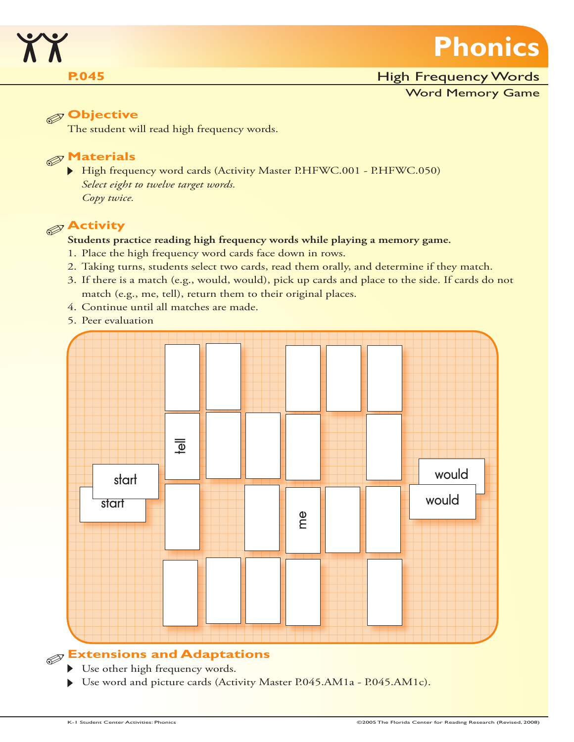# Phonics

**P.045**

## High Frequency Words

### Word Memory Game

## Objective

The student will read high frequency words.

## Materials

- High frequency word cards (Activity Master P.HFWC.001 - P.HFWC.050)
  *Select eight to twelve target words.*
  *Copy twice.*

## Activity

**Students practice reading high frequency words while playing a memory game.**

1. Place the high frequency word cards face down in rows.
2. Taking turns, students select two cards, read them orally, and determine if they match.
3. If there is a match (e.g., would, would), pick up cards and place to the side. If cards do not match (e.g., me, tell), return them to their original places.
4. Continue until all matches are made.
5. Peer evaluation

## Extensions and Adaptations

- Use other high frequency words.
- Use word and picture cards (Activity Master P.045.AM1a - P.045.AM1c).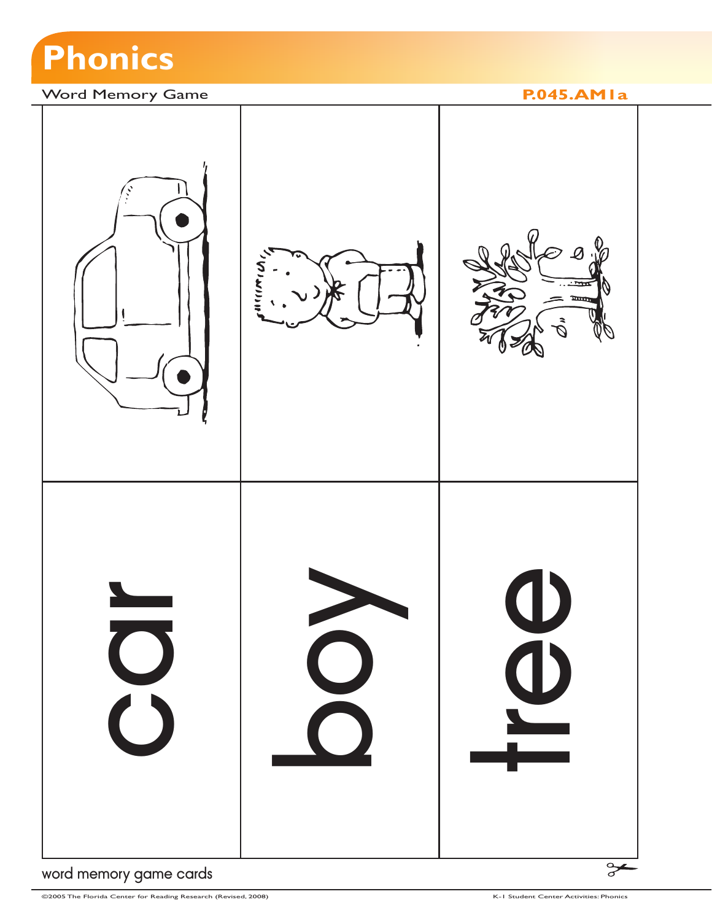# Phonics

Word Memory Game

**P.045.AM1a**

| car | boy | tree |
|---|---|---|

word memory game cards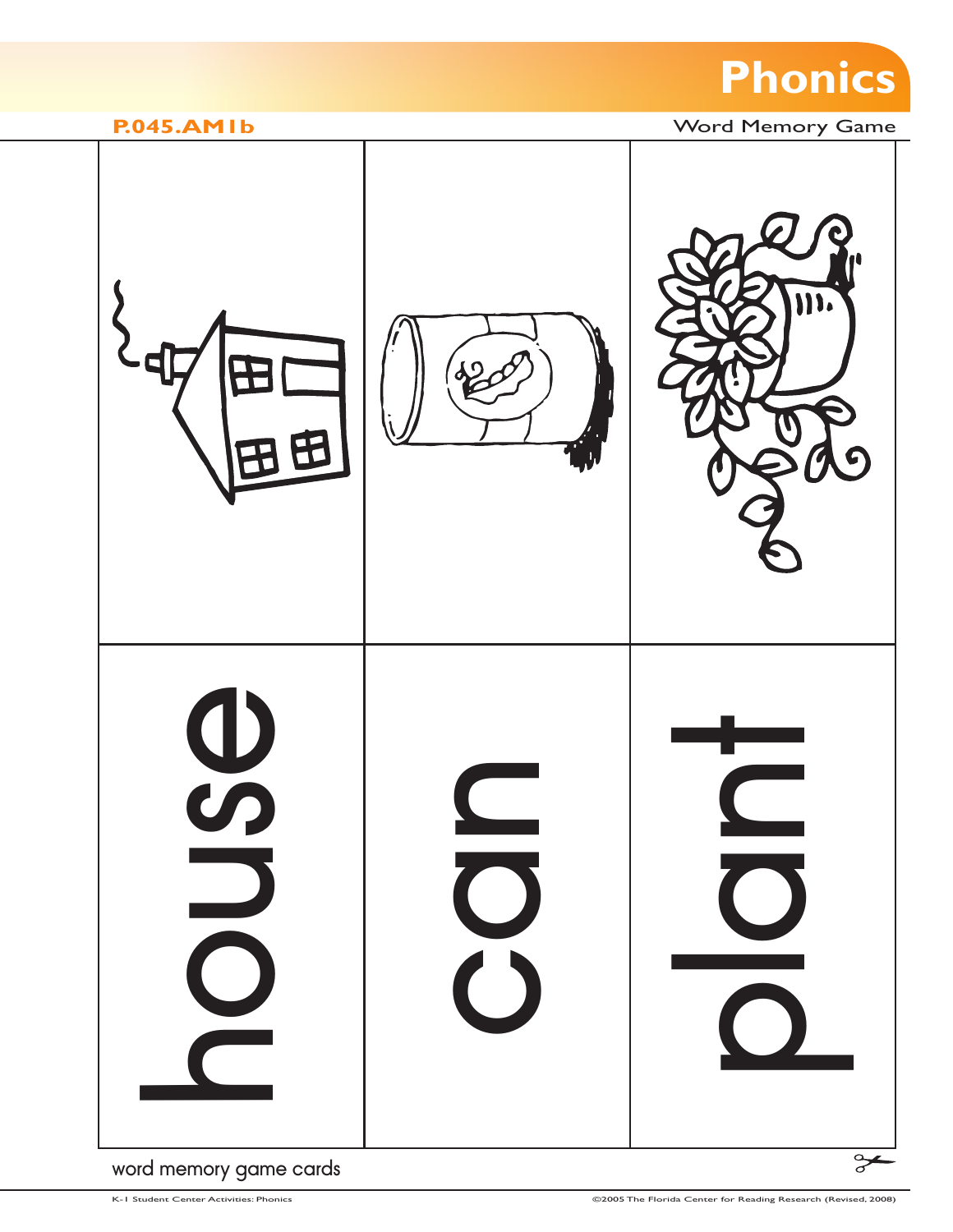# Phonics

**P.045.AM1b**

Word Memory Game

| | | |
|---|---|---|
| | | |
| house | can | plant |

word memory game cards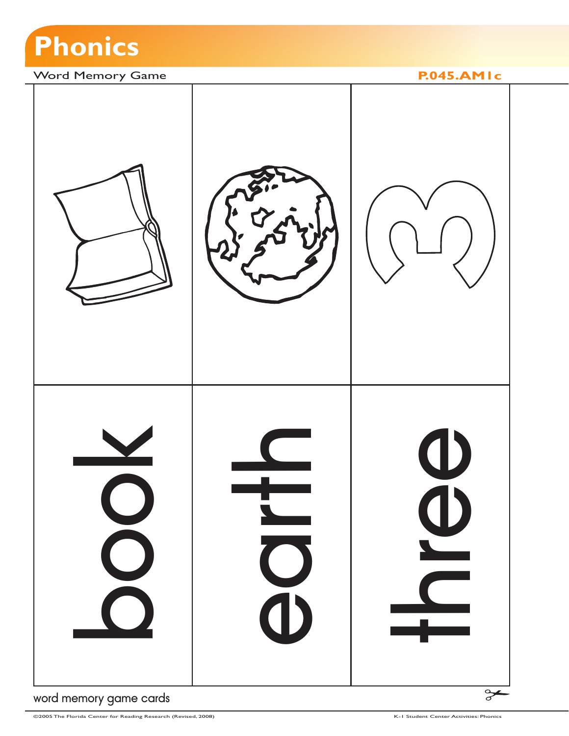# Phonics

Word Memory Game

**P.045.AM1c**

| | | |
|---|---|---|
| | | |
| book | earth | three |

word memory game cards